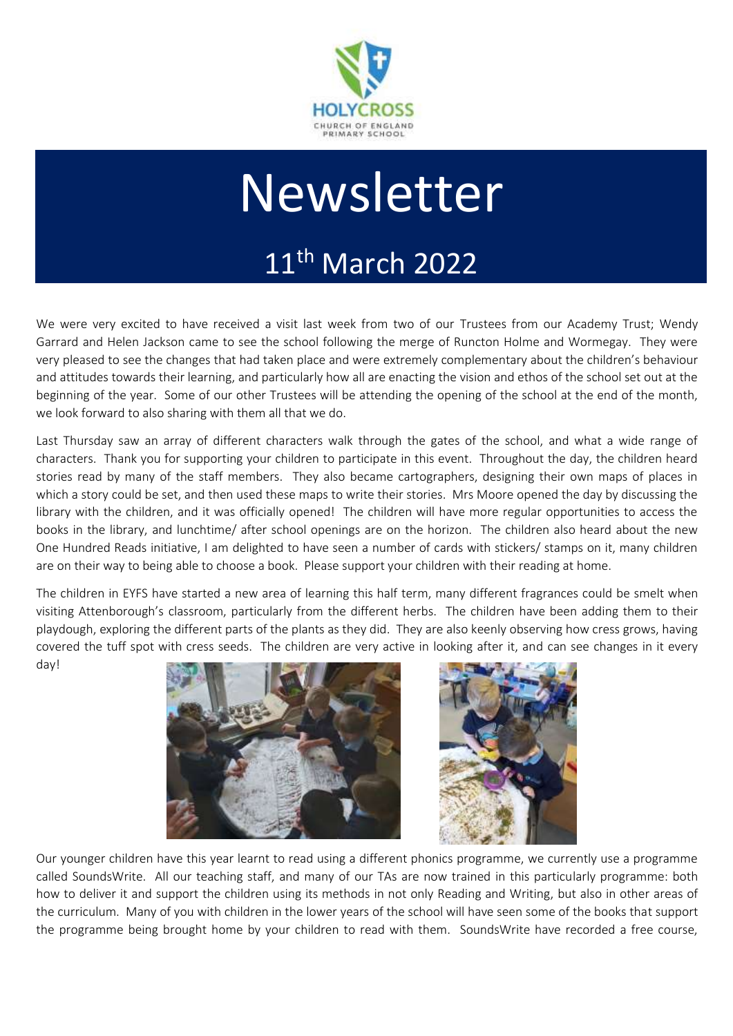HOLYCROSS
CHURCH OF ENGLAND
PRIMARY SCHOOL

# Newsletter

## 11th March 2022

We were very excited to have received a visit last week from two of our Trustees from our Academy Trust; Wendy Garrard and Helen Jackson came to see the school following the merge of Runcton Holme and Wormegay. They were very pleased to see the changes that had taken place and were extremely complementary about the children's behaviour and attitudes towards their learning, and particularly how all are enacting the vision and ethos of the school set out at the beginning of the year. Some of our other Trustees will be attending the opening of the school at the end of the month, we look forward to also sharing with them all that we do.

Last Thursday saw an array of different characters walk through the gates of the school, and what a wide range of characters. Thank you for supporting your children to participate in this event. Throughout the day, the children heard stories read by many of the staff members. They also became cartographers, designing their own maps of places in which a story could be set, and then used these maps to write their stories. Mrs Moore opened the day by discussing the library with the children, and it was officially opened! The children will have more regular opportunities to access the books in the library, and lunchtime/ after school openings are on the horizon. The children also heard about the new One Hundred Reads initiative, I am delighted to have seen a number of cards with stickers/ stamps on it, many children are on their way to being able to choose a book. Please support your children with their reading at home.

The children in EYFS have started a new area of learning this half term, many different fragrances could be smelt when visiting Attenborough's classroom, particularly from the different herbs. The children have been adding them to their playdough, exploring the different parts of the plants as they did. They are also keenly observing how cress grows, having covered the tuff spot with cress seeds. The children are very active in looking after it, and can see changes in it every day!

Our younger children have this year learnt to read using a different phonics programme, we currently use a programme called SoundsWrite. All our teaching staff, and many of our TAs are now trained in this particularly programme: both how to deliver it and support the children using its methods in not only Reading and Writing, but also in other areas of the curriculum. Many of you with children in the lower years of the school will have seen some of the books that support the programme being brought home by your children to read with them. SoundsWrite have recorded a free course,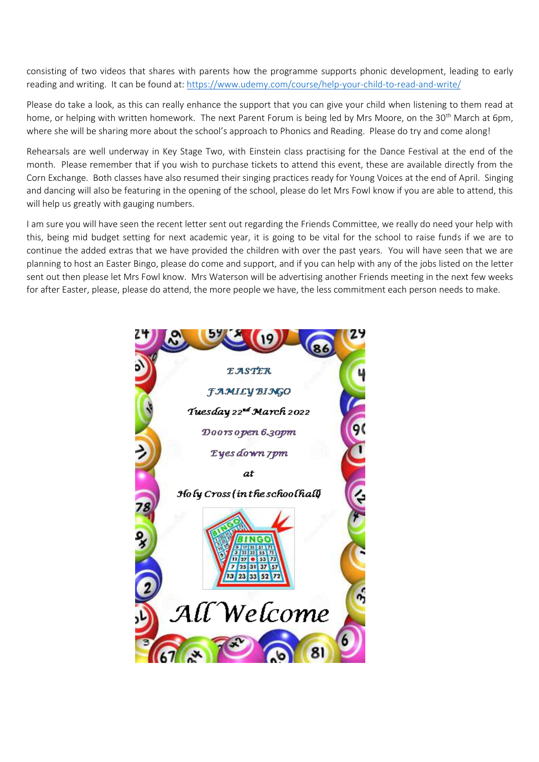consisting of two videos that shares with parents how the programme supports phonic development, leading to early reading and writing. It can be found at: https://www.udemy.com/course/help-your-child-to-read-and-write/

Please do take a look, as this can really enhance the support that you can give your child when listening to them read at home, or helping with written homework. The next Parent Forum is being led by Mrs Moore, on the 30th March at 6pm, where she will be sharing more about the school's approach to Phonics and Reading. Please do try and come along!

Rehearsals are well underway in Key Stage Two, with Einstein class practising for the Dance Festival at the end of the month. Please remember that if you wish to purchase tickets to attend this event, these are available directly from the Corn Exchange. Both classes have also resumed their singing practices ready for Young Voices at the end of April. Singing and dancing will also be featuring in the opening of the school, please do let Mrs Fowl know if you are able to attend, this will help us greatly with gauging numbers.

I am sure you will have seen the recent letter sent out regarding the Friends Committee, we really do need your help with this, being mid budget setting for next academic year, it is going to be vital for the school to raise funds if we are to continue the added extras that we have provided the children with over the past years. You will have seen that we are planning to host an Easter Bingo, please do come and support, and if you can help with any of the jobs listed on the letter sent out then please let Mrs Fowl know. Mrs Waterson will be advertising another Friends meeting in the next few weeks for after Easter, please, please do attend, the more people we have, the less commitment each person needs to make.

EASTER

FAMILY BINGO

Tuesday 22nd March 2022

Doors open 6.30pm

Eyes down 7pm

at

Holy Cross (in the school hall)

All Welcome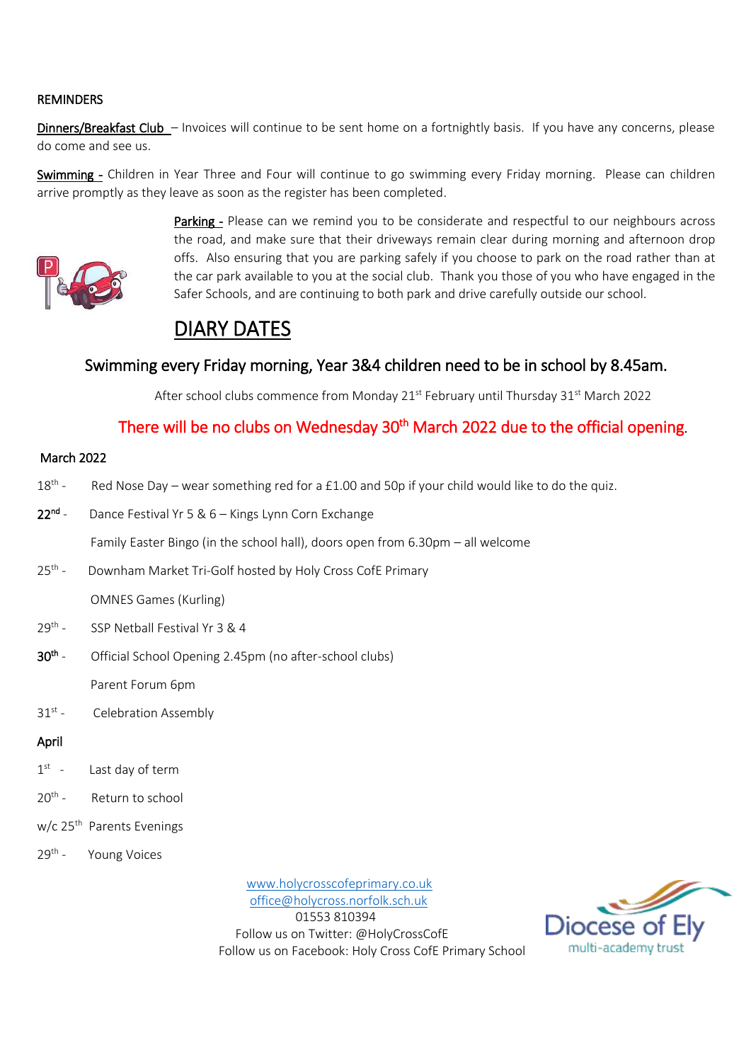REMINDERS

**Dinners/Breakfast Club** – Invoices will continue to be sent home on a fortnightly basis. If you have any concerns, please do come and see us.

**Swimming** - Children in Year Three and Four will continue to go swimming every Friday morning. Please can children arrive promptly as they leave as soon as the register has been completed.

**Parking** - Please can we remind you to be considerate and respectful to our neighbours across the road, and make sure that their driveways remain clear during morning and afternoon drop offs. Also ensuring that you are parking safely if you choose to park on the road rather than at the car park available to you at the social club. Thank you those of you who have engaged in the Safer Schools, and are continuing to both park and drive carefully outside our school.

# DIARY DATES

## Swimming every Friday morning, Year 3&4 children need to be in school by 8.45am.

After school clubs commence from Monday 21st February until Thursday 31st March 2022

**There will be no clubs on Wednesday 30th March 2022 due to the official opening.**

### March 2022

- 18th - Red Nose Day – wear something red for a £1.00 and 50p if your child would like to do the quiz.
- **22nd** - Dance Festival Yr 5 & 6 – Kings Lynn Corn Exchange
  Family Easter Bingo (in the school hall), doors open from 6.30pm – all welcome
- 25th - Downham Market Tri-Golf hosted by Holy Cross CofE Primary
  OMNES Games (Kurling)
- 29th - SSP Netball Festival Yr 3 & 4
- **30th** - Official School Opening 2.45pm (no after-school clubs)
  Parent Forum 6pm
- 31st - Celebration Assembly

### April

- 1st - Last day of term
- 20th - Return to school
- w/c 25th Parents Evenings
- 29th - Young Voices

www.holycrosscofeprimary.co.uk
office@holycross.norfolk.sch.uk
01553 810394
Follow us on Twitter: @HolyCrossCofE
Follow us on Facebook: Holy Cross CofE Primary School

Diocese of Ely multi-academy trust